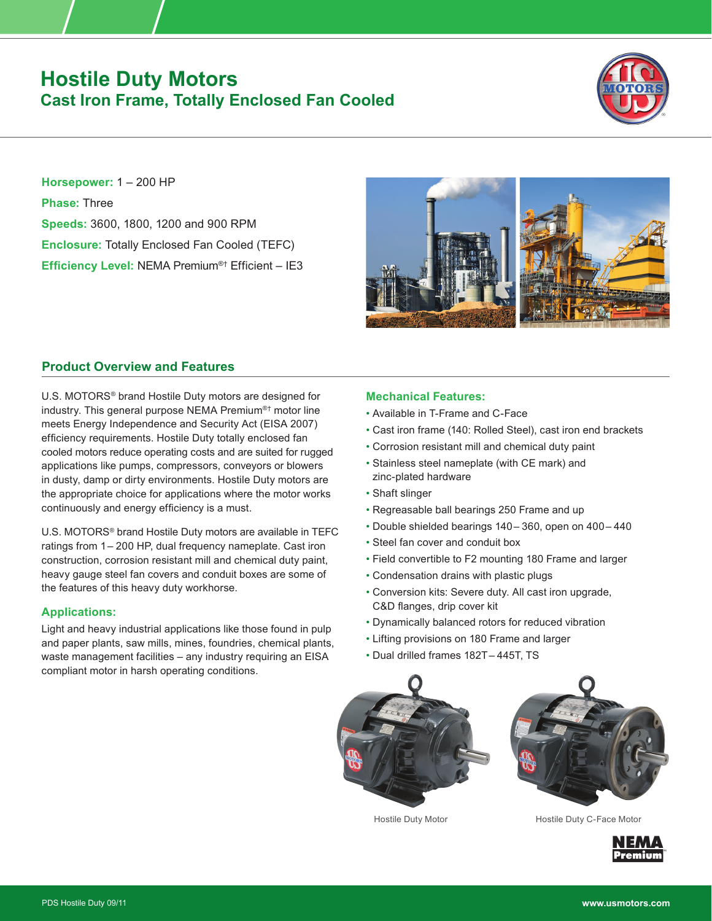# Hostile Duty Motors

## Cast Iron Frame, Totally Enclosed Fan Cooled

**Horsepower:** 1 – 200 HP

**Phase:** Three

**Speeds:** 3600, 1800, 1200 and 900 RPM

**Enclosure:** Totally Enclosed Fan Cooled (TEFC)

**Efficiency Level:** NEMA Premium®† Efficient – IE3

## Product Overview and Features

U.S. MOTORS® brand Hostile Duty motors are designed for industry. This general purpose NEMA Premium®† motor line meets Energy Independence and Security Act (EISA 2007) efficiency requirements. Hostile Duty totally enclosed fan cooled motors reduce operating costs and are suited for rugged applications like pumps, compressors, conveyors or blowers in dusty, damp or dirty environments. Hostile Duty motors are the appropriate choice for applications where the motor works continuously and energy efficiency is a must.

U.S. MOTORS® brand Hostile Duty motors are available in TEFC ratings from 1 – 200 HP, dual frequency nameplate. Cast iron construction, corrosion resistant mill and chemical duty paint, heavy gauge steel fan covers and conduit boxes are some of the features of this heavy duty workhorse.

### Applications:

Light and heavy industrial applications like those found in pulp and paper plants, saw mills, mines, foundries, chemical plants, waste management facilities – any industry requiring an EISA compliant motor in harsh operating conditions.

### Mechanical Features:

- Available in T-Frame and C-Face
- Cast iron frame (140: Rolled Steel), cast iron end brackets
- Corrosion resistant mill and chemical duty paint
- Stainless steel nameplate (with CE mark) and zinc-plated hardware
- Shaft slinger
- Regreasable ball bearings 250 Frame and up
- Double shielded bearings 140 – 360, open on 400 – 440
- Steel fan cover and conduit box
- Field convertible to F2 mounting 180 Frame and larger
- Condensation drains with plastic plugs
- Conversion kits: Severe duty. All cast iron upgrade, C&D flanges, drip cover kit
- Dynamically balanced rotors for reduced vibration
- Lifting provisions on 180 Frame and larger
- Dual drilled frames 182T – 445T, TS

Hostile Duty Motor

Hostile Duty C-Face Motor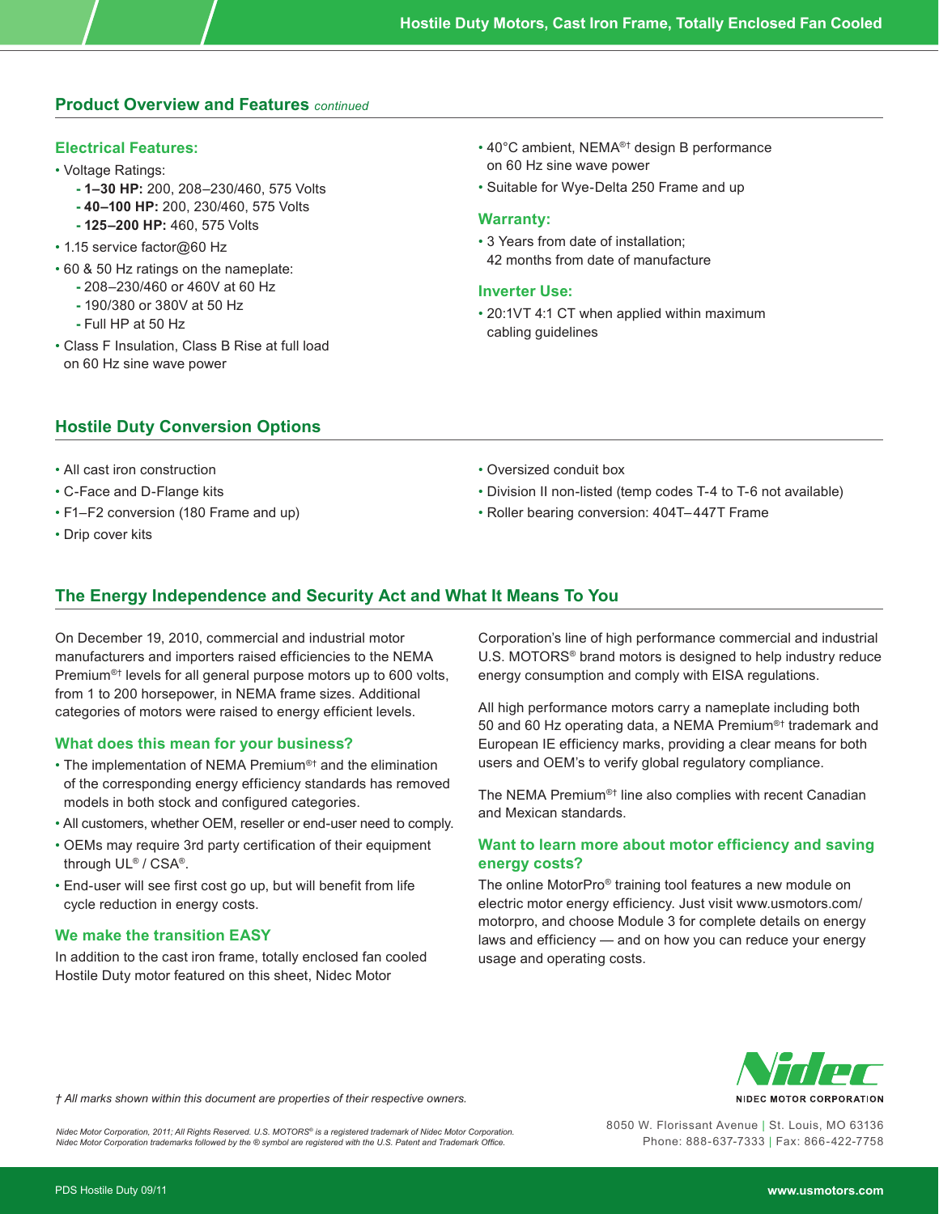## Product Overview and Features *continued*

### Electrical Features:

- Voltage Ratings:
  - **1–30 HP:** 200, 208–230/460, 575 Volts
  - **40–100 HP:** 200, 230/460, 575 Volts
  - **125–200 HP:** 460, 575 Volts
- 1.15 service factor@60 Hz
- 60 & 50 Hz ratings on the nameplate:
  - 208–230/460 or 460V at 60 Hz
  - 190/380 or 380V at 50 Hz
  - Full HP at 50 Hz
- Class F Insulation, Class B Rise at full load on 60 Hz sine wave power
- 40°C ambient, NEMA®† design B performance on 60 Hz sine wave power
- Suitable for Wye-Delta 250 Frame and up

### Warranty:

- 3 Years from date of installation; 42 months from date of manufacture

### Inverter Use:

- 20:1VT 4:1 CT when applied within maximum cabling guidelines

## Hostile Duty Conversion Options

- All cast iron construction
- C-Face and D-Flange kits
- F1–F2 conversion (180 Frame and up)
- Drip cover kits
- Oversized conduit box
- Division II non-listed (temp codes T-4 to T-6 not available)
- Roller bearing conversion: 404T–447T Frame

## The Energy Independence and Security Act and What It Means To You

On December 19, 2010, commercial and industrial motor manufacturers and importers raised efficiencies to the NEMA Premium®† levels for all general purpose motors up to 600 volts, from 1 to 200 horsepower, in NEMA frame sizes. Additional categories of motors were raised to energy efficient levels.

### What does this mean for your business?

- The implementation of NEMA Premium®† and the elimination of the corresponding energy efficiency standards has removed models in both stock and configured categories.
- All customers, whether OEM, reseller or end-user need to comply.
- OEMs may require 3rd party certification of their equipment through UL® / CSA®.
- End-user will see first cost go up, but will benefit from life cycle reduction in energy costs.

### We make the transition EASY

In addition to the cast iron frame, totally enclosed fan cooled Hostile Duty motor featured on this sheet, Nidec Motor Corporation's line of high performance commercial and industrial U.S. MOTORS® brand motors is designed to help industry reduce energy consumption and comply with EISA regulations.

All high performance motors carry a nameplate including both 50 and 60 Hz operating data, a NEMA Premium®† trademark and European IE efficiency marks, providing a clear means for both users and OEM's to verify global regulatory compliance.

The NEMA Premium®† line also complies with recent Canadian and Mexican standards.

### Want to learn more about motor efficiency and saving energy costs?

The online MotorPro® training tool features a new module on electric motor energy efficiency. Just visit www.usmotors.com/motorpro, and choose Module 3 for complete details on energy laws and efficiency — and on how you can reduce your energy usage and operating costs.

*† All marks shown within this document are properties of their respective owners.*

*Nidec Motor Corporation, 2011; All Rights Reserved. U.S. MOTORS® is a registered trademark of Nidec Motor Corporation. Nidec Motor Corporation trademarks followed by the ® symbol are registered with the U.S. Patent and Trademark Office.*

NIDEC MOTOR CORPORATION

8050 W. Florissant Avenue | St. Louis, MO 63136
Phone: 888-637-7333 | Fax: 866-422-7758

PDS Hostile Duty 09/11

www.usmotors.com